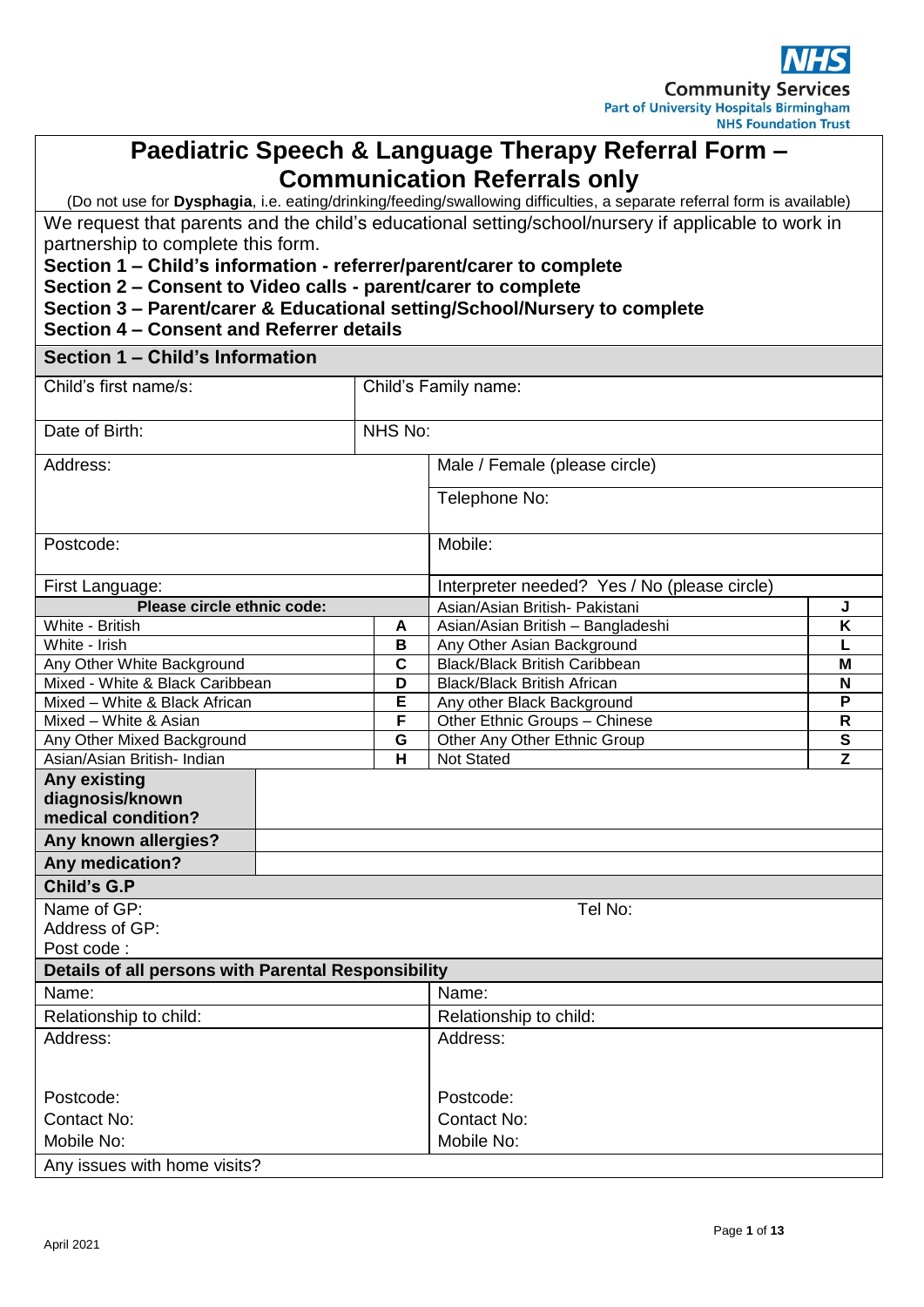NHS
Community Services
Part of University Hospitals Birmingham
NHS Foundation Trust

# Paediatric Speech & Language Therapy Referral Form – Communication Referrals only

(Do not use for **Dysphagia**, i.e. eating/drinking/feeding/swallowing difficulties, a separate referral form is available)

We request that parents and the child's educational setting/school/nursery if applicable to work in partnership to complete this form.

**Section 1 – Child's information - referrer/parent/carer to complete**
**Section 2 – Consent to Video calls - parent/carer to complete**
**Section 3 – Parent/carer & Educational setting/School/Nursery to complete**
**Section 4 – Consent and Referrer details**

## Section 1 – Child's Information

| | |
|---|---|
| Child's first name/s: | Child's Family name: |
| Date of Birth: | NHS No: |
| Address: | Male / Female (please circle) |
| | Telephone No: |
| Postcode: | Mobile: |
| First Language: | Interpreter needed? Yes / No (please circle) |

| **Please circle ethnic code:** | | Asian/Asian British- Pakistani | **J** |
|---|---|---|---|
| White - British | **A** | Asian/Asian British – Bangladeshi | **K** |
| White - Irish | **B** | Any Other Asian Background | **L** |
| Any Other White Background | **C** | Black/Black British Caribbean | **M** |
| Mixed - White & Black Caribbean | **D** | Black/Black British African | **N** |
| Mixed – White & Black African | **E** | Any other Black Background | **P** |
| Mixed – White & Asian | **F** | Other Ethnic Groups – Chinese | **R** |
| Any Other Mixed Background | **G** | Other Any Other Ethnic Group | **S** |
| Asian/Asian British- Indian | **H** | Not Stated | **Z** |

| | |
|---|---|
| **Any existing diagnosis/known medical condition?** | |
| **Any known allergies?** | |
| **Any medication?** | |

### Child's G.P

Name of GP: Tel No:
Address of GP:
Post code :

### Details of all persons with Parental Responsibility

| | |
|---|---|
| Name: | Name: |
| Relationship to child: | Relationship to child: |
| Address: | Address: |
| Postcode: | Postcode: |
| Contact No: | Contact No: |
| Mobile No: | Mobile No: |

Any issues with home visits?

April 2021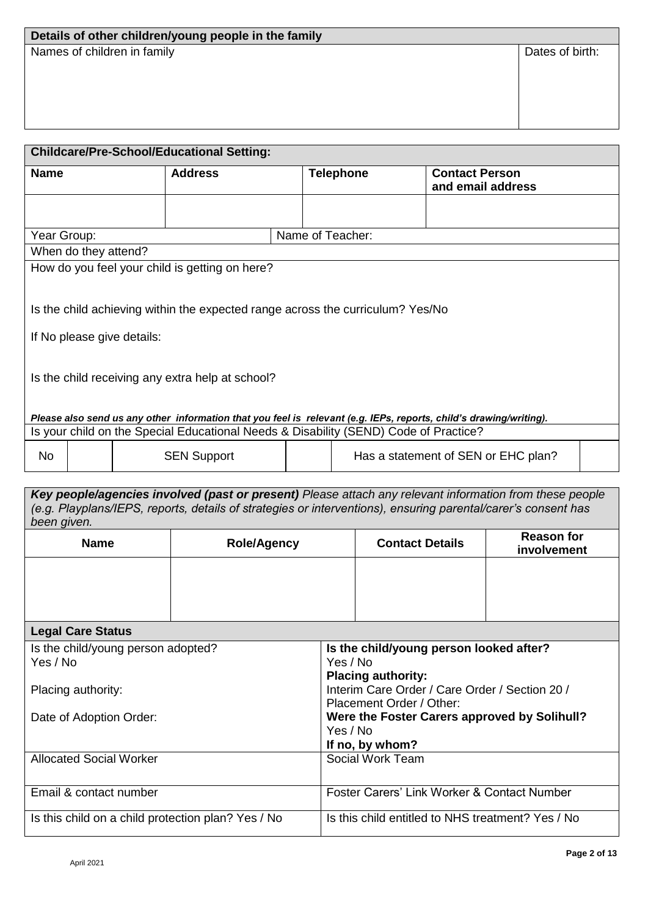| Details of other children/young people in the family | |
| --- | --- |
| Names of children in family | Dates of birth: |

| Childcare/Pre-School/Educational Setting: | | | |
| --- | --- | --- | --- |
| **Name** | **Address** | **Telephone** | **Contact Person and email address** |
| | | | |
| Year Group: | | Name of Teacher: | |
| When do they attend? | | | |

How do you feel your child is getting on here?

Is the child achieving within the expected range across the curriculum? Yes/No

If No please give details:

Is the child receiving any extra help at school?

***Please also send us any other information that you feel is relevant (e.g. IEPs, reports, child's drawing/writing).***

Is your child on the Special Educational Needs & Disability (SEND) Code of Practice?

| No | | SEN Support | | Has a statement of SEN or EHC plan? | |
| --- | --- | --- | --- | --- | --- |

***Key people/agencies involved (past or present)*** *Please attach any relevant information from these people (e.g. Playplans/IEPS, reports, details of strategies or interventions), ensuring parental/carer's consent has been given.*

| Name | Role/Agency | Contact Details | Reason for involvement |
| --- | --- | --- | --- |
| | | | |

| Legal Care Status | |
| --- | --- |
| Is the child/young person adopted?<br>Yes / No<br><br>Placing authority:<br><br>Date of Adoption Order: | **Is the child/young person looked after?**<br>Yes / No<br>**Placing authority:**<br>Interim Care Order / Care Order / Section 20 / Placement Order / Other:<br>**Were the Foster Carers approved by Solihull?**<br>Yes / No<br>**If no, by whom?** |
| Allocated Social Worker | Social Work Team |
| Email & contact number | Foster Carers' Link Worker & Contact Number |
| Is this child on a child protection plan? Yes / No | Is this child entitled to NHS treatment? Yes / No |

April 2021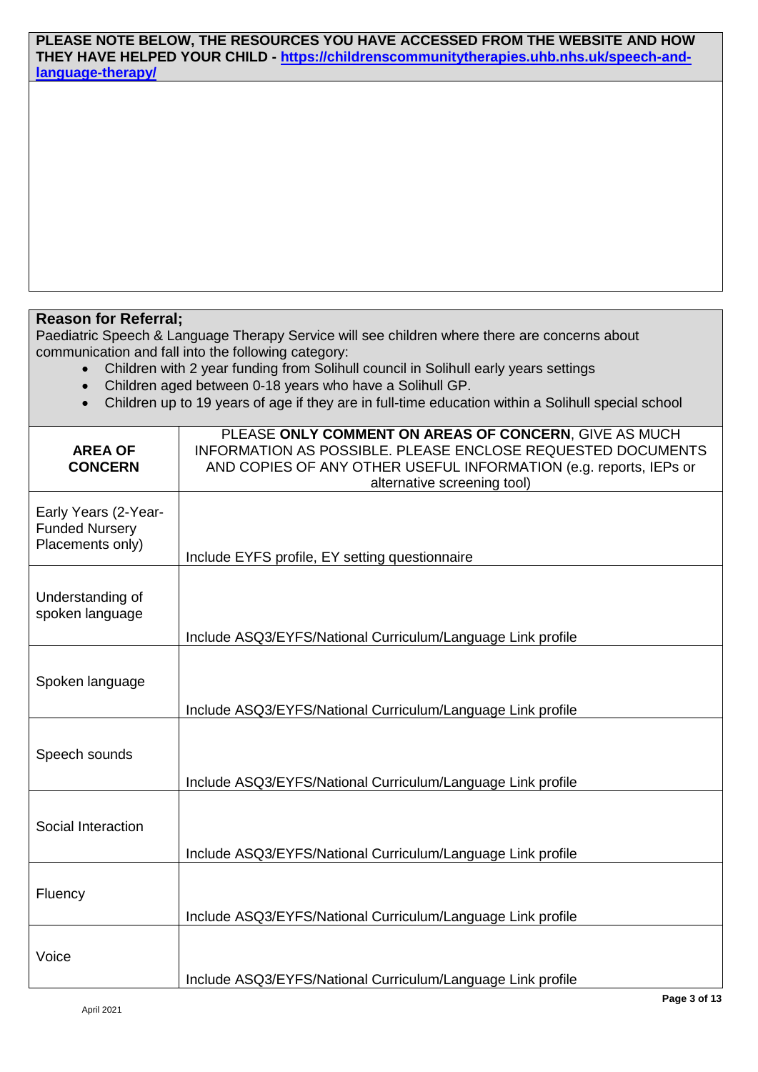**PLEASE NOTE BELOW, THE RESOURCES YOU HAVE ACCESSED FROM THE WEBSITE AND HOW THEY HAVE HELPED YOUR CHILD - [https://childrenscommunitytherapies.uhb.nhs.uk/speech-and-language-therapy/](https://childrenscommunitytherapies.uhb.nhs.uk/speech-and-language-therapy/)**

**Reason for Referral;**

Paediatric Speech & Language Therapy Service will see children where there are concerns about communication and fall into the following category:

- Children with 2 year funding from Solihull council in Solihull early years settings
- Children aged between 0-18 years who have a Solihull GP.
- Children up to 19 years of age if they are in full-time education within a Solihull special school

| **AREA OF CONCERN** | PLEASE **ONLY COMMENT ON AREAS OF CONCERN**, GIVE AS MUCH INFORMATION AS POSSIBLE. PLEASE ENCLOSE REQUESTED DOCUMENTS AND COPIES OF ANY OTHER USEFUL INFORMATION (e.g. reports, IEPs or alternative screening tool) |
|---|---|
| Early Years (2-Year-Funded Nursery Placements only) | Include EYFS profile, EY setting questionnaire |
| Understanding of spoken language | Include ASQ3/EYFS/National Curriculum/Language Link profile |
| Spoken language | Include ASQ3/EYFS/National Curriculum/Language Link profile |
| Speech sounds | Include ASQ3/EYFS/National Curriculum/Language Link profile |
| Social Interaction | Include ASQ3/EYFS/National Curriculum/Language Link profile |
| Fluency | Include ASQ3/EYFS/National Curriculum/Language Link profile |
| Voice | Include ASQ3/EYFS/National Curriculum/Language Link profile |

April 2021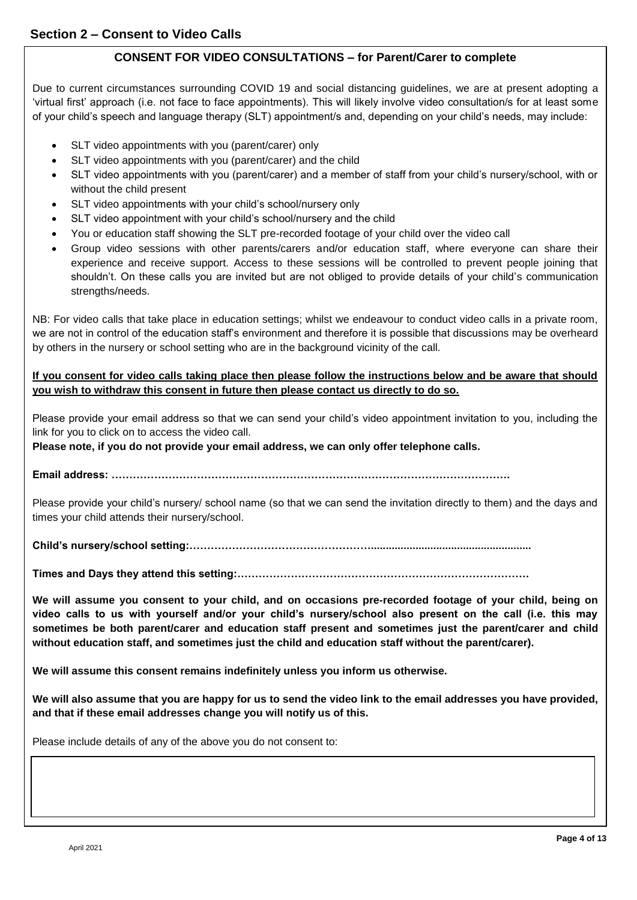## Section 2 – Consent to Video Calls

### CONSENT FOR VIDEO CONSULTATIONS – for Parent/Carer to complete

Due to current circumstances surrounding COVID 19 and social distancing guidelines, we are at present adopting a 'virtual first' approach (i.e. not face to face appointments). This will likely involve video consultation/s for at least some of your child's speech and language therapy (SLT) appointment/s and, depending on your child's needs, may include:

- SLT video appointments with you (parent/carer) only
- SLT video appointments with you (parent/carer) and the child
- SLT video appointments with you (parent/carer) and a member of staff from your child's nursery/school, with or without the child present
- SLT video appointments with your child's school/nursery only
- SLT video appointment with your child's school/nursery and the child
- You or education staff showing the SLT pre-recorded footage of your child over the video call
- Group video sessions with other parents/carers and/or education staff, where everyone can share their experience and receive support. Access to these sessions will be controlled to prevent people joining that shouldn't. On these calls you are invited but are not obliged to provide details of your child's communication strengths/needs.

NB: For video calls that take place in education settings; whilst we endeavour to conduct video calls in a private room, we are not in control of the education staff's environment and therefore it is possible that discussions may be overheard by others in the nursery or school setting who are in the background vicinity of the call.

**If you consent for video calls taking place then please follow the instructions below and be aware that should you wish to withdraw this consent in future then please contact us directly to do so.**

Please provide your email address so that we can send your child's video appointment invitation to you, including the link for you to click on to access the video call.

**Please note, if you do not provide your email address, we can only offer telephone calls.**

**Email address: ……………………………………………………………………………………………….**

Please provide your child's nursery/ school name (so that we can send the invitation directly to them) and the days and times your child attends their nursery/school.

**Child's nursery/school setting:…………………………………………….....................................................**

**Times and Days they attend this setting:………………………………………………………………………**

**We will assume you consent to your child, and on occasions pre-recorded footage of your child, being on video calls to us with yourself and/or your child's nursery/school also present on the call (i.e. this may sometimes be both parent/carer and education staff present and sometimes just the parent/carer and child without education staff, and sometimes just the child and education staff without the parent/carer).**

**We will assume this consent remains indefinitely unless you inform us otherwise.**

**We will also assume that you are happy for us to send the video link to the email addresses you have provided, and that if these email addresses change you will notify us of this.**

Please include details of any of the above you do not consent to:

|  |
|---|
|  |

April 2021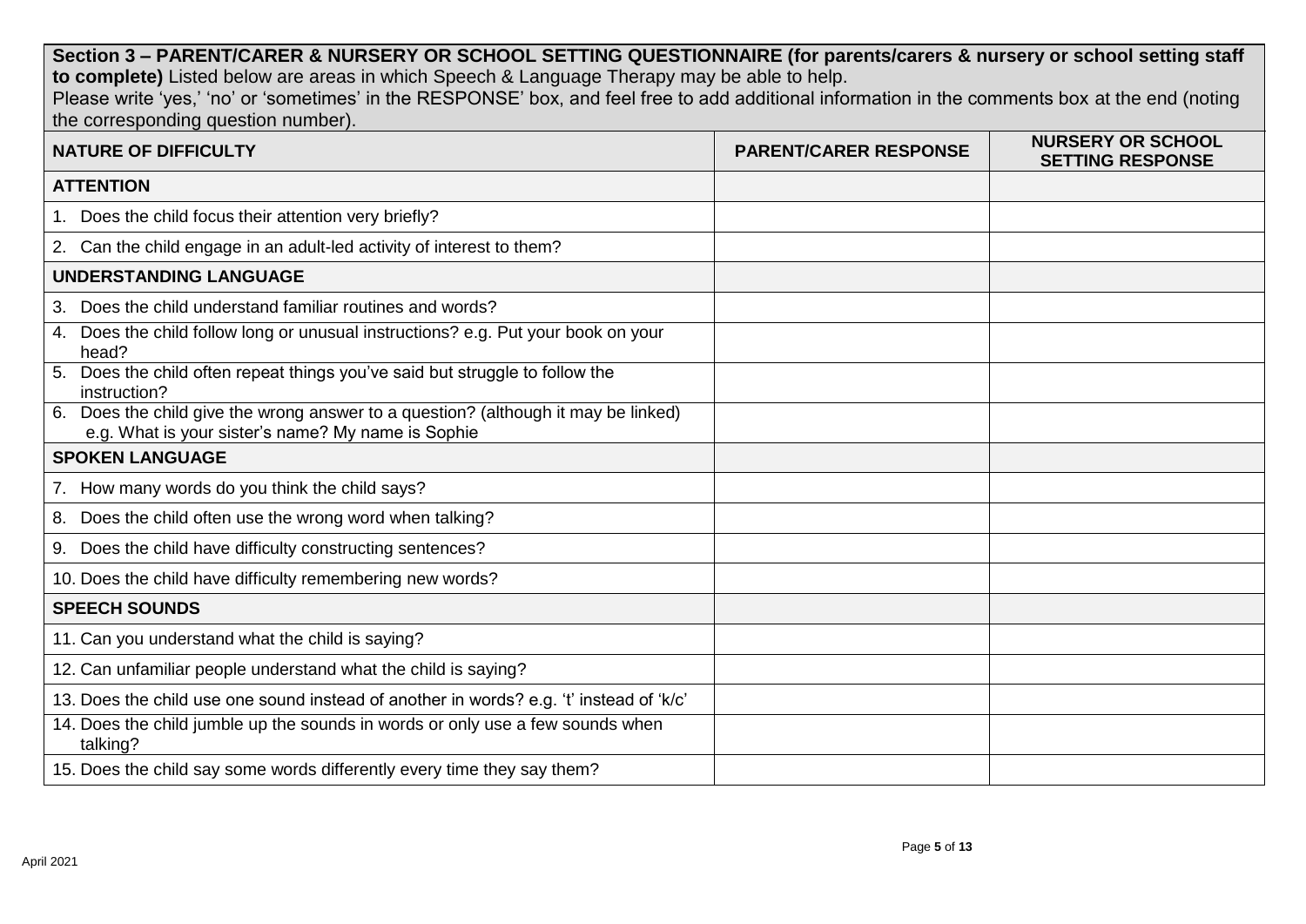**Section 3 – PARENT/CARER & NURSERY OR SCHOOL SETTING QUESTIONNAIRE (for parents/carers & nursery or school setting staff to complete)** Listed below are areas in which Speech & Language Therapy may be able to help.
Please write 'yes,' 'no' or 'sometimes' in the RESPONSE' box, and feel free to add additional information in the comments box at the end (noting the corresponding question number).

| NATURE OF DIFFICULTY | PARENT/CARER RESPONSE | NURSERY OR SCHOOL SETTING RESPONSE |
|---|---|---|
| **ATTENTION** | | |
| 1. Does the child focus their attention very briefly? | | |
| 2. Can the child engage in an adult-led activity of interest to them? | | |
| **UNDERSTANDING LANGUAGE** | | |
| 3. Does the child understand familiar routines and words? | | |
| 4. Does the child follow long or unusual instructions? e.g. Put your book on your head? | | |
| 5. Does the child often repeat things you've said but struggle to follow the instruction? | | |
| 6. Does the child give the wrong answer to a question? (although it may be linked) e.g. What is your sister's name? My name is Sophie | | |
| **SPOKEN LANGUAGE** | | |
| 7. How many words do you think the child says? | | |
| 8. Does the child often use the wrong word when talking? | | |
| 9. Does the child have difficulty constructing sentences? | | |
| 10. Does the child have difficulty remembering new words? | | |
| **SPEECH SOUNDS** | | |
| 11. Can you understand what the child is saying? | | |
| 12. Can unfamiliar people understand what the child is saying? | | |
| 13. Does the child use one sound instead of another in words? e.g. 't' instead of 'k/c' | | |
| 14. Does the child jumble up the sounds in words or only use a few sounds when talking? | | |
| 15. Does the child say some words differently every time they say them? | | |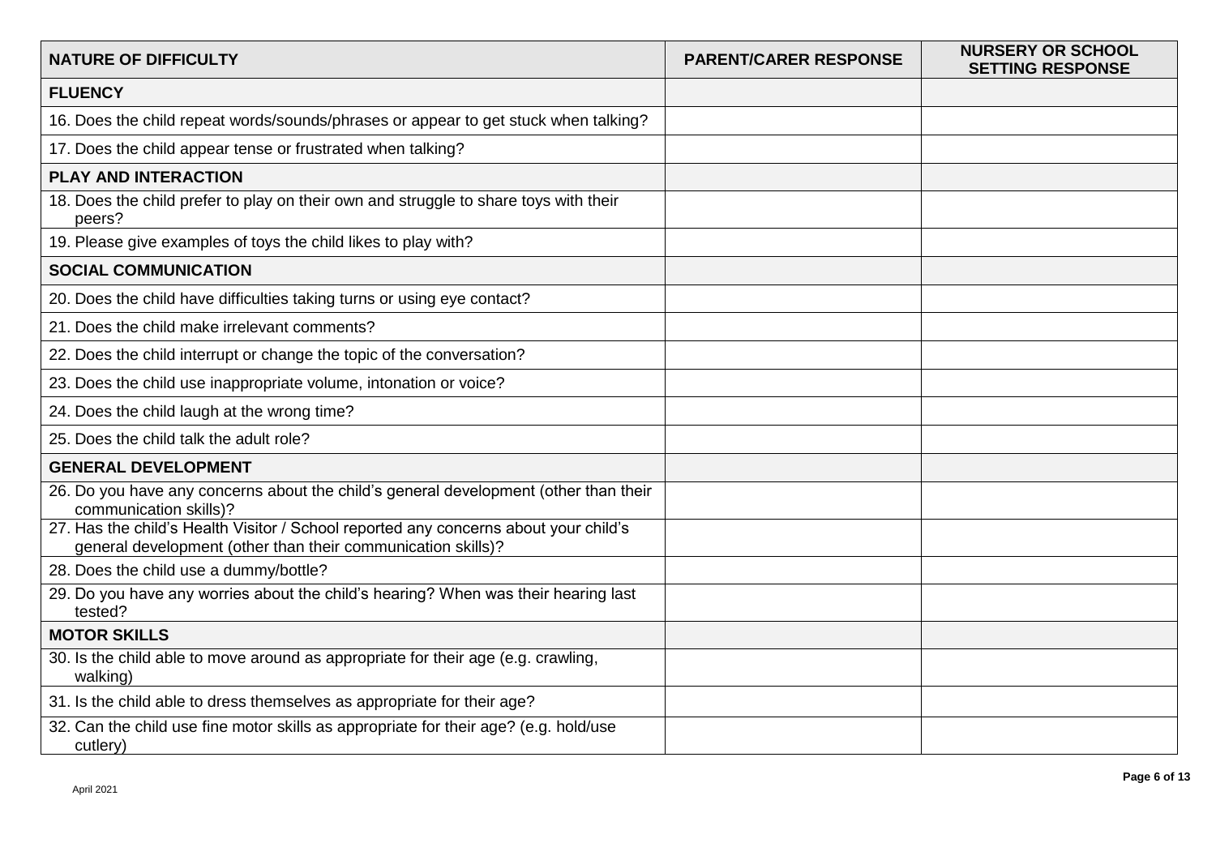| NATURE OF DIFFICULTY | PARENT/CARER RESPONSE | NURSERY OR SCHOOL SETTING RESPONSE |
|---|---|---|
| **FLUENCY** | | |
| 16. Does the child repeat words/sounds/phrases or appear to get stuck when talking? | | |
| 17. Does the child appear tense or frustrated when talking? | | |
| **PLAY AND INTERACTION** | | |
| 18. Does the child prefer to play on their own and struggle to share toys with their peers? | | |
| 19. Please give examples of toys the child likes to play with? | | |
| **SOCIAL COMMUNICATION** | | |
| 20. Does the child have difficulties taking turns or using eye contact? | | |
| 21. Does the child make irrelevant comments? | | |
| 22. Does the child interrupt or change the topic of the conversation? | | |
| 23. Does the child use inappropriate volume, intonation or voice? | | |
| 24. Does the child laugh at the wrong time? | | |
| 25. Does the child talk the adult role? | | |
| **GENERAL DEVELOPMENT** | | |
| 26. Do you have any concerns about the child's general development (other than their communication skills)? | | |
| 27. Has the child's Health Visitor / School reported any concerns about your child's general development (other than their communication skills)? | | |
| 28. Does the child use a dummy/bottle? | | |
| 29. Do you have any worries about the child's hearing? When was their hearing last tested? | | |
| **MOTOR SKILLS** | | |
| 30. Is the child able to move around as appropriate for their age (e.g. crawling, walking) | | |
| 31. Is the child able to dress themselves as appropriate for their age? | | |
| 32. Can the child use fine motor skills as appropriate for their age? (e.g. hold/use cutlery) | | |

April 2021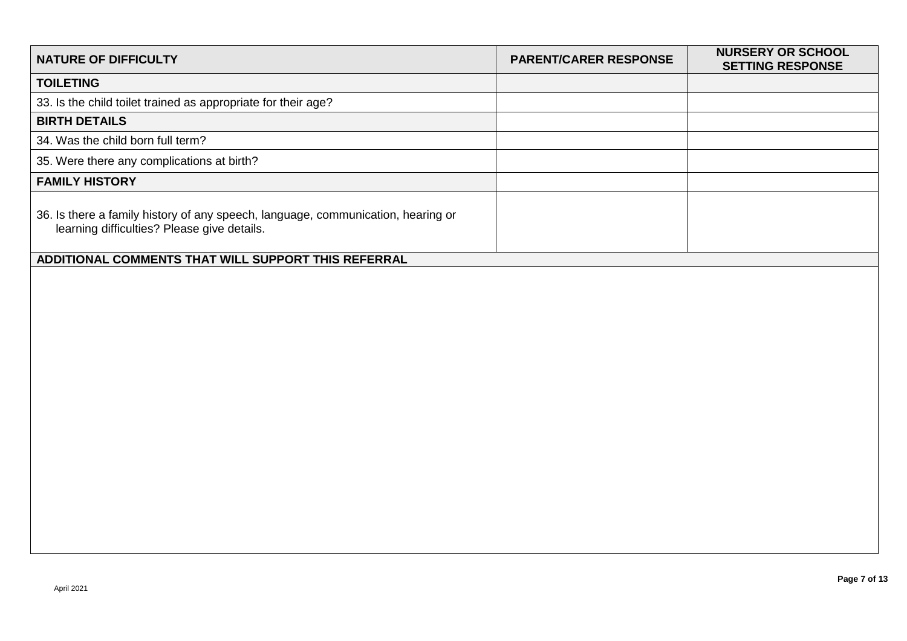| NATURE OF DIFFICULTY | PARENT/CARER RESPONSE | NURSERY OR SCHOOL SETTING RESPONSE |
| --- | --- | --- |
| **TOILETING** | | |
| 33. Is the child toilet trained as appropriate for their age? | | |
| **BIRTH DETAILS** | | |
| 34. Was the child born full term? | | |
| 35. Were there any complications at birth? | | |
| **FAMILY HISTORY** | | |
| 36. Is there a family history of any speech, language, communication, hearing or learning difficulties? Please give details. | | |

| ADDITIONAL COMMENTS THAT WILL SUPPORT THIS REFERRAL |
| --- |
| |

April 2021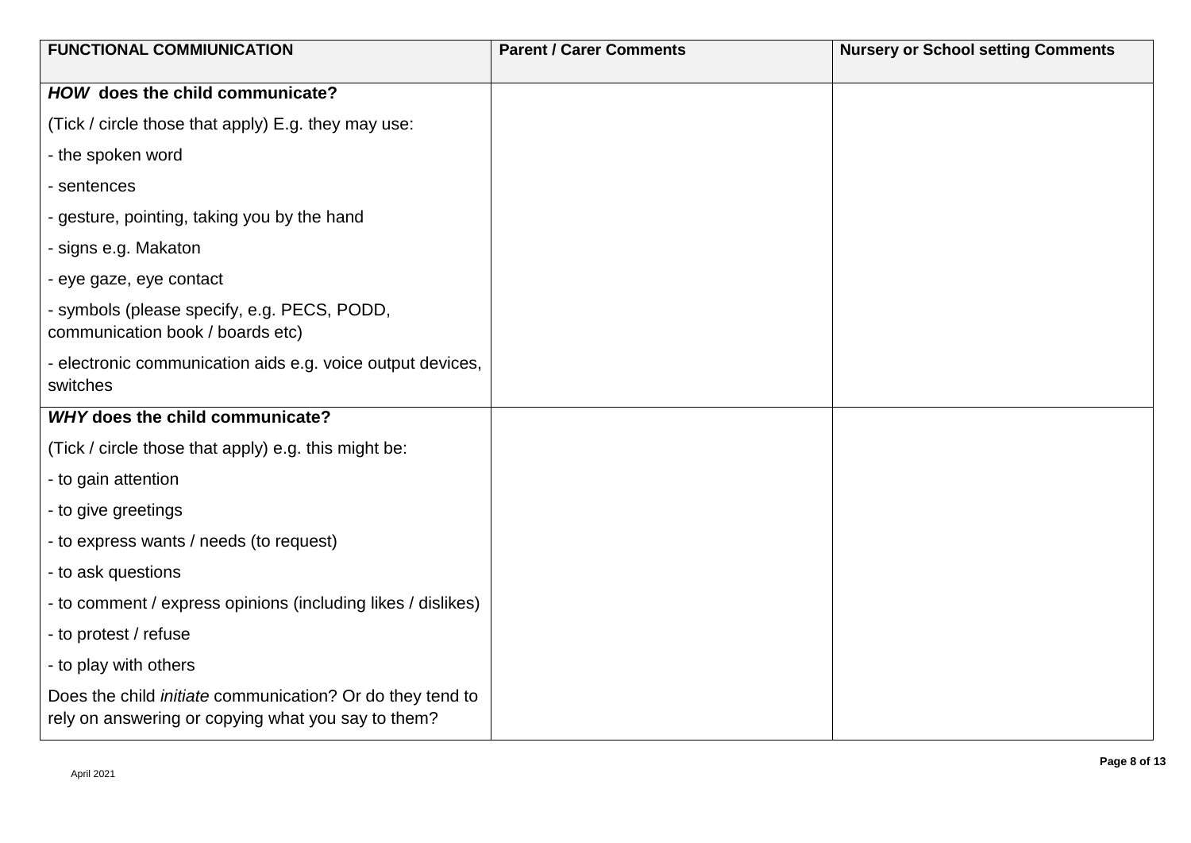| FUNCTIONAL COMMIUNICATION | Parent / Carer Comments | Nursery or School setting Comments |
|---|---|---|
| ***HOW* does the child communicate?**<br><br>(Tick / circle those that apply) E.g. they may use:<br><br>- the spoken word<br><br>- sentences<br><br>- gesture, pointing, taking you by the hand<br><br>- signs e.g. Makaton<br><br>- eye gaze, eye contact<br><br>- symbols (please specify, e.g. PECS, PODD, communication book / boards etc)<br><br>- electronic communication aids e.g. voice output devices, switches | | |
| ***WHY* does the child communicate?**<br><br>(Tick / circle those that apply) e.g. this might be:<br><br>- to gain attention<br><br>- to give greetings<br><br>- to express wants / needs (to request)<br><br>- to ask questions<br><br>- to comment / express opinions (including likes / dislikes)<br><br>- to protest / refuse<br><br>- to play with others<br><br>Does the child *initiate* communication? Or do they tend to rely on answering or copying what you say to them? | | |

April 2021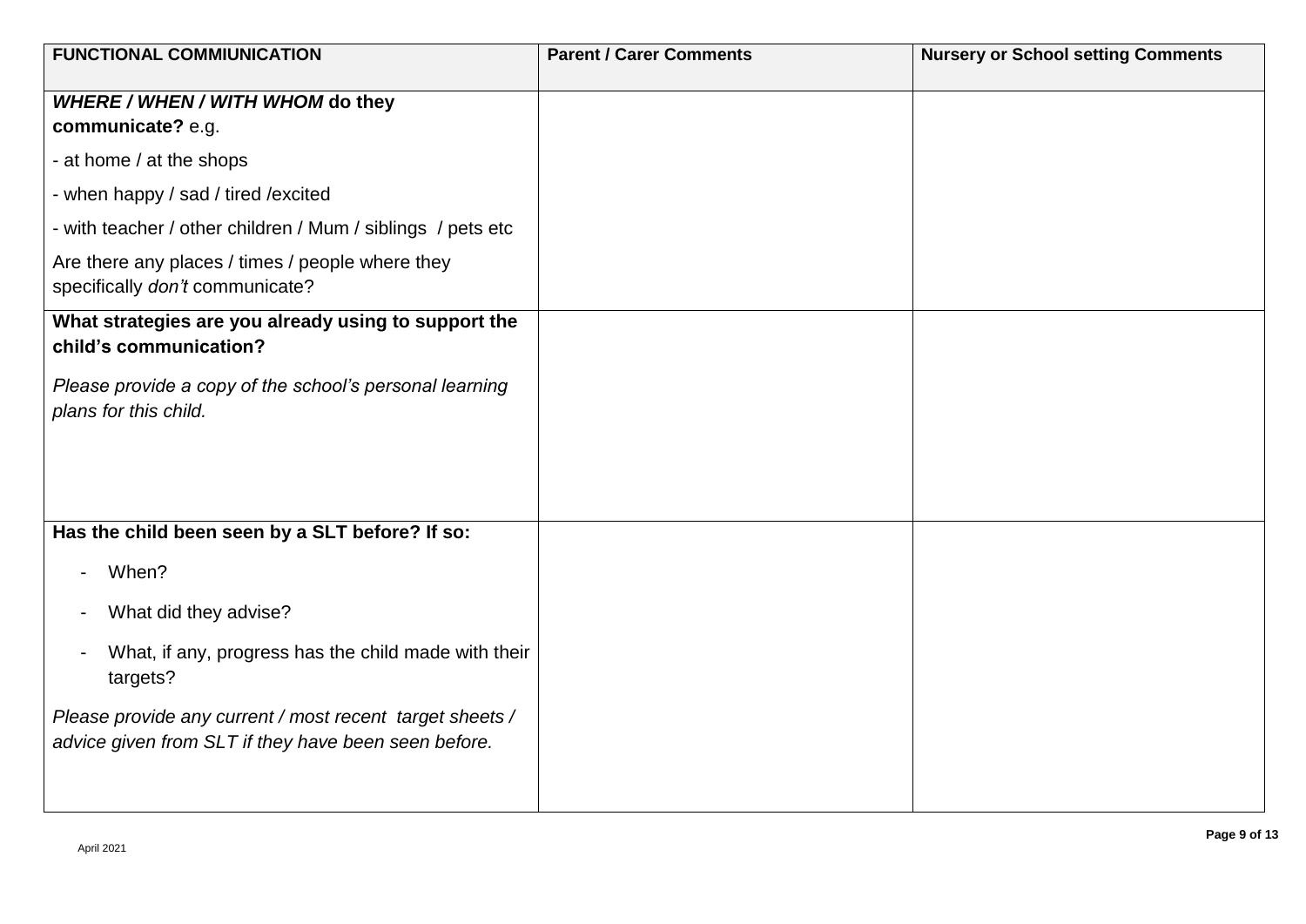| **FUNCTIONAL COMMIUNICATION** | **Parent / Carer Comments** | **Nursery or School setting Comments** |
|---|---|---|
| ***WHERE / WHEN / WITH WHOM*** **do they communicate?** e.g.<br><br>- at home / at the shops<br><br>- when happy / sad / tired /excited<br><br>- with teacher / other children / Mum / siblings / pets etc<br><br>Are there any places / times / people where they specifically *don't* communicate? | | |
| **What strategies are you already using to support the child's communication?**<br><br>*Please provide a copy of the school's personal learning plans for this child.* | | |
| **Has the child been seen by a SLT before? If so:**<br><br>- When?<br>- What did they advise?<br>- What, if any, progress has the child made with their targets?<br><br>*Please provide any current / most recent target sheets / advice given from SLT if they have been seen before.* | | |

April 2021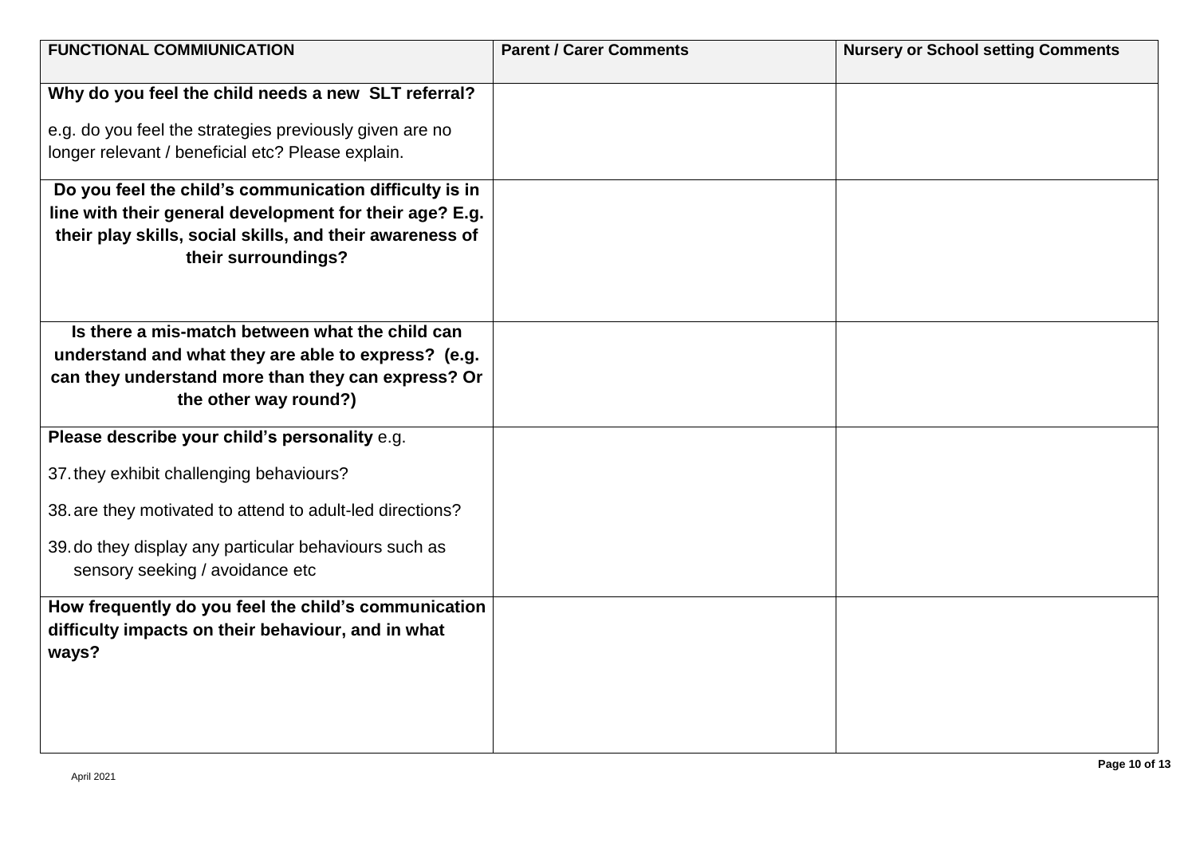| FUNCTIONAL COMMIUNICATION | Parent / Carer Comments | Nursery or School setting Comments |
|---|---|---|
| **Why do you feel the child needs a new SLT referral?**<br><br>e.g. do you feel the strategies previously given are no longer relevant / beneficial etc? Please explain. | | |
| **Do you feel the child's communication difficulty is in line with their general development for their age? E.g. their play skills, social skills, and their awareness of their surroundings?** | | |
| **Is there a mis-match between what the child can understand and what they are able to express? (e.g. can they understand more than they can express? Or the other way round?)** | | |
| **Please describe your child's personality** e.g.<br><br>37. they exhibit challenging behaviours?<br><br>38. are they motivated to attend to adult-led directions?<br><br>39. do they display any particular behaviours such as sensory seeking / avoidance etc | | |
| **How frequently do you feel the child's communication difficulty impacts on their behaviour, and in what ways?** | | |

April 2021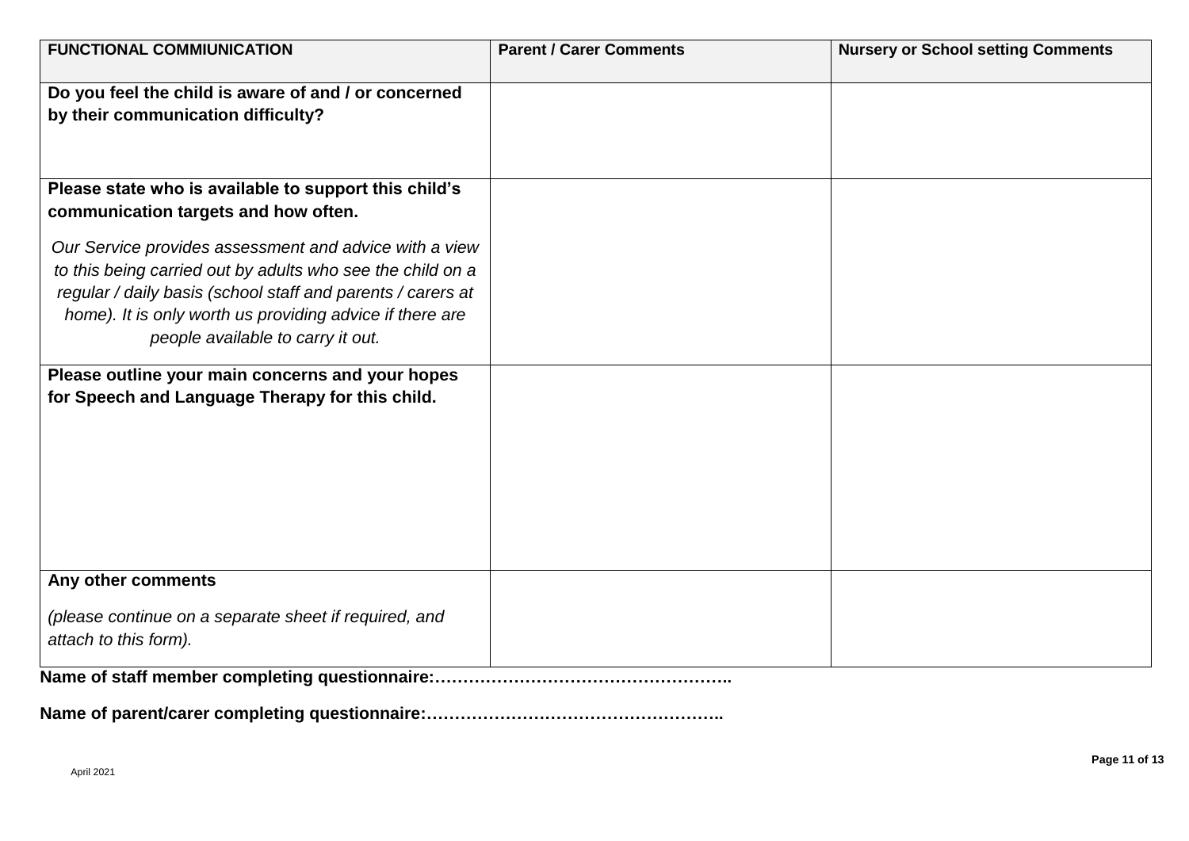| **FUNCTIONAL COMMIUNICATION** | **Parent / Carer Comments** | **Nursery or School setting Comments** |
|---|---|---|
| **Do you feel the child is aware of and / or concerned by their communication difficulty?** | | |
| **Please state who is available to support this child's communication targets and how often.** *Our Service provides assessment and advice with a view to this being carried out by adults who see the child on a regular / daily basis (school staff and parents / carers at home). It is only worth us providing advice if there are people available to carry it out.* | | |
| **Please outline your main concerns and your hopes for Speech and Language Therapy for this child.** | | |
| **Any other comments** *(please continue on a separate sheet if required, and attach to this form).* | | |

**Name of staff member completing questionnaire:……………………………………………..**

**Name of parent/carer completing questionnaire:……………………………………………..**

April 2021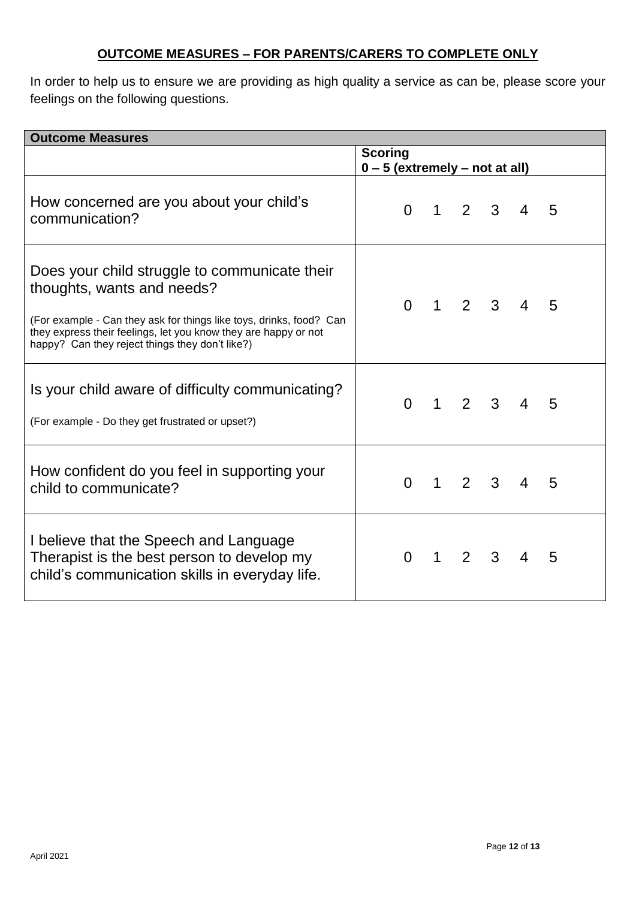**<u>OUTCOME MEASURES – FOR PARENTS/CARERS TO COMPLETE ONLY</u>**

In order to help us to ensure we are providing as high quality a service as can be, please score your feelings on the following questions.

| **Outcome Measures** | |
|---|---|
| | **Scoring**<br>**0 – 5 (extremely – not at all)** |
| How concerned are you about your child's communication? | 0 1 2 3 4 5 |
| Does your child struggle to communicate their thoughts, wants and needs?<br><br>(For example - Can they ask for things like toys, drinks, food? Can they express their feelings, let you know they are happy or not happy? Can they reject things they don't like?) | 0 1 2 3 4 5 |
| Is your child aware of difficulty communicating?<br><br>(For example - Do they get frustrated or upset?) | 0 1 2 3 4 5 |
| How confident do you feel in supporting your child to communicate? | 0 1 2 3 4 5 |
| I believe that the Speech and Language Therapist is the best person to develop my child's communication skills in everyday life. | 0 1 2 3 4 5 |

April 2021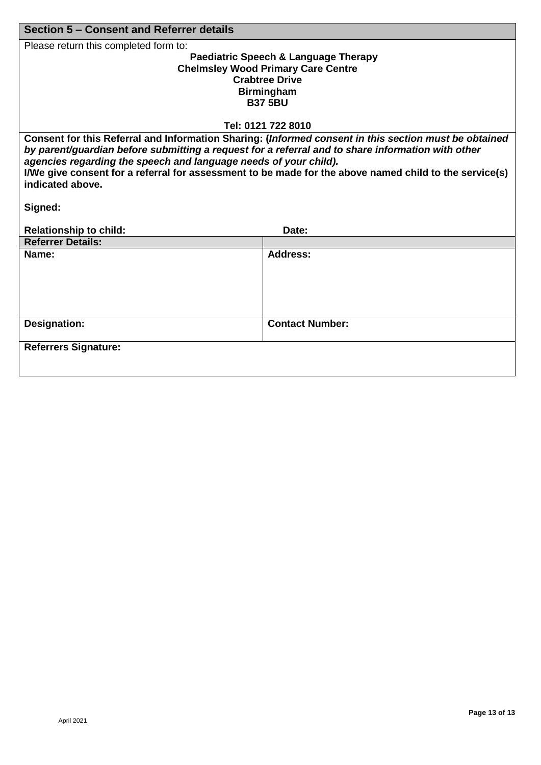## Section 5 – Consent and Referrer details

Please return this completed form to:

**Paediatric Speech & Language Therapy**
**Chelmsley Wood Primary Care Centre**
**Crabtree Drive**
**Birmingham**
**B37 5BU**

**Tel: 0121 722 8010**

**Consent for this Referral and Information Sharing: (*Informed consent in this section must be obtained by parent/guardian before submitting a request for a referral and to share information with other agencies regarding the speech and language needs of your child).***
**I/We give consent for a referral for assessment to be made for the above named child to the service(s) indicated above.**

**Signed:**

**Relationship to child:** **Date:**

| **Referrer Details:** | |
|---|---|
| **Name:** | **Address:** |
| **Designation:** | **Contact Number:** |
| **Referrers Signature:** | |

April 2021